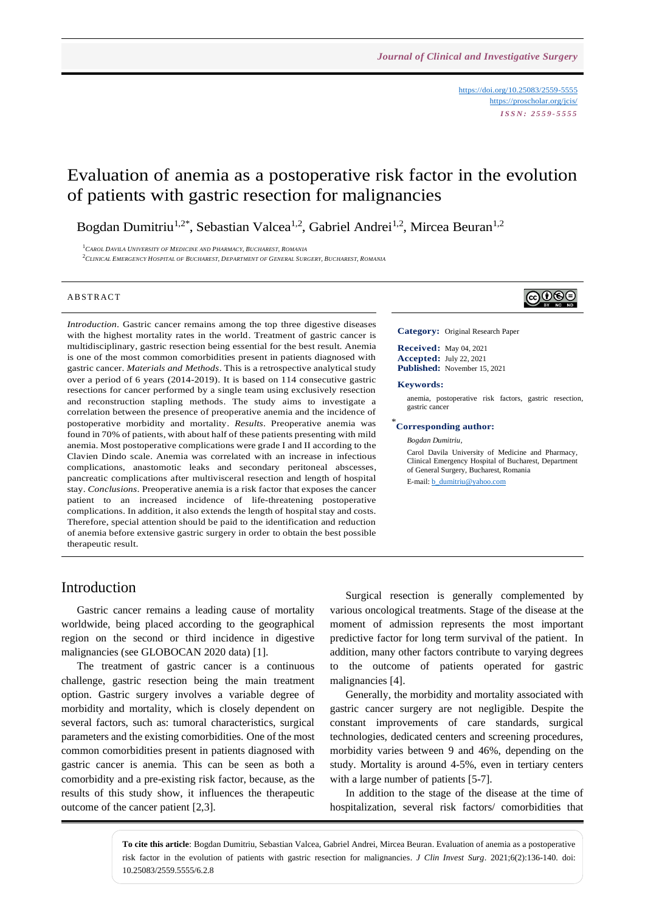https://doi.org/10.25083/2559-5555
https://proscholar.org/jcis/
*ISSN: 2559-5555*

# Evaluation of anemia as a postoperative risk factor in the evolution of patients with gastric resection for malignancies

Bogdan Dumitriu[1,2*], Sebastian Valcea[1,2], Gabriel Andrei[1,2], Mircea Beuran[1,2]

[1] Carol Davila University of Medicine and Pharmacy, Bucharest, Romania
[2] Clinical Emergency Hospital of Bucharest, Department of General Surgery, Bucharest, Romania

## ABSTRACT

*Introduction*. Gastric cancer remains among the top three digestive diseases with the highest mortality rates in the world. Treatment of gastric cancer is multidisciplinary, gastric resection being essential for the best result. Anemia is one of the most common comorbidities present in patients diagnosed with gastric cancer. *Materials and Methods*. This is a retrospective analytical study over a period of 6 years (2014-2019). It is based on 114 consecutive gastric resections for cancer performed by a single team using exclusively resection and reconstruction stapling methods. The study aims to investigate a correlation between the presence of preoperative anemia and the incidence of postoperative morbidity and mortality. *Results*. Preoperative anemia was found in 70% of patients, with about half of these patients presenting with mild anemia. Most postoperative complications were grade I and II according to the Clavien Dindo scale. Anemia was correlated with an increase in infectious complications, anastomotic leaks and secondary peritoneal abscesses, pancreatic complications after multivisceral resection and length of hospital stay. *Conclusions*. Preoperative anemia is a risk factor that exposes the cancer patient to an increased incidence of life-threatening postoperative complications. In addition, it also extends the length of hospital stay and costs. Therefore, special attention should be paid to the identification and reduction of anemia before extensive gastric surgery in order to obtain the best possible therapeutic result.

**Category:** Original Research Paper

**Received:** May 04, 2021
**Accepted:** July 22, 2021
**Published:** November 15, 2021

**Keywords:**

anemia, postoperative risk factors, gastric resection, gastric cancer

**\*Corresponding author:**

*Bogdan Dumitriu*,

Carol Davila University of Medicine and Pharmacy, Clinical Emergency Hospital of Bucharest, Department of General Surgery, Bucharest, Romania

E-mail: b_dumitriu@yahoo.com

## Introduction

Gastric cancer remains a leading cause of mortality worldwide, being placed according to the geographical region on the second or third incidence in digestive malignancies (see GLOBOCAN 2020 data) [1].

The treatment of gastric cancer is a continuous challenge, gastric resection being the main treatment option. Gastric surgery involves a variable degree of morbidity and mortality, which is closely dependent on several factors, such as: tumoral characteristics, surgical parameters and the existing comorbidities. One of the most common comorbidities present in patients diagnosed with gastric cancer is anemia. This can be seen as both a comorbidity and a pre-existing risk factor, because, as the results of this study show, it influences the therapeutic outcome of the cancer patient [2,3].

Surgical resection is generally complemented by various oncological treatments. Stage of the disease at the moment of admission represents the most important predictive factor for long term survival of the patient. In addition, many other factors contribute to varying degrees to the outcome of patients operated for gastric malignancies [4].

Generally, the morbidity and mortality associated with gastric cancer surgery are not negligible. Despite the constant improvements of care standards, surgical technologies, dedicated centers and screening procedures, morbidity varies between 9 and 46%, depending on the study. Mortality is around 4-5%, even in tertiary centers with a large number of patients [5-7].

In addition to the stage of the disease at the time of hospitalization, several risk factors/ comorbidities that

**To cite this article**: Bogdan Dumitriu, Sebastian Valcea, Gabriel Andrei, Mircea Beuran. Evaluation of anemia as a postoperative risk factor in the evolution of patients with gastric resection for malignancies. *J Clin Invest Surg*. 2021;6(2):136-140. doi: 10.25083/2559.5555/6.2.8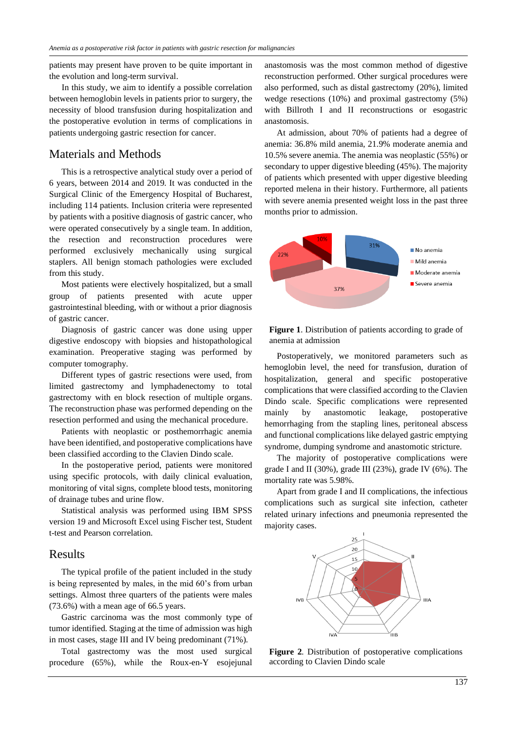patients may present have proven to be quite important in the evolution and long-term survival.

In this study, we aim to identify a possible correlation between hemoglobin levels in patients prior to surgery, the necessity of blood transfusion during hospitalization and the postoperative evolution in terms of complications in patients undergoing gastric resection for cancer.

## Materials and Methods

This is a retrospective analytical study over a period of 6 years, between 2014 and 2019. It was conducted in the Surgical Clinic of the Emergency Hospital of Bucharest, including 114 patients. Inclusion criteria were represented by patients with a positive diagnosis of gastric cancer, who were operated consecutively by a single team. In addition, the resection and reconstruction procedures were performed exclusively mechanically using surgical staplers. All benign stomach pathologies were excluded from this study.

Most patients were electively hospitalized, but a small group of patients presented with acute upper gastrointestinal bleeding, with or without a prior diagnosis of gastric cancer.

Diagnosis of gastric cancer was done using upper digestive endoscopy with biopsies and histopathological examination. Preoperative staging was performed by computer tomography.

Different types of gastric resections were used, from limited gastrectomy and lymphadenectomy to total gastrectomy with en block resection of multiple organs. The reconstruction phase was performed depending on the resection performed and using the mechanical procedure.

Patients with neoplastic or posthemorrhagic anemia have been identified, and postoperative complications have been classified according to the Clavien Dindo scale.

In the postoperative period, patients were monitored using specific protocols, with daily clinical evaluation, monitoring of vital signs, complete blood tests, monitoring of drainage tubes and urine flow.

Statistical analysis was performed using IBM SPSS version 19 and Microsoft Excel using Fischer test, Student t-test and Pearson correlation.

## Results

The typical profile of the patient included in the study is being represented by males, in the mid 60's from urban settings. Almost three quarters of the patients were males (73.6%) with a mean age of 66.5 years.

Gastric carcinoma was the most commonly type of tumor identified. Staging at the time of admission was high in most cases, stage III and IV being predominant (71%).

Total gastrectomy was the most used surgical procedure (65%), while the Roux-en-Y esojejunal anastomosis was the most common method of digestive reconstruction performed. Other surgical procedures were also performed, such as distal gastrectomy (20%), limited wedge resections (10%) and proximal gastrectomy (5%) with Billroth I and II reconstructions or esogastric anastomosis.

At admission, about 70% of patients had a degree of anemia: 36.8% mild anemia, 21.9% moderate anemia and 10.5% severe anemia. The anemia was neoplastic (55%) or secondary to upper digestive bleeding (45%). The majority of patients which presented with upper digestive bleeding reported melena in their history. Furthermore, all patients with severe anemia presented weight loss in the past three months prior to admission.

**Figure 1**. Distribution of patients according to grade of anemia at admission

Postoperatively, we monitored parameters such as hemoglobin level, the need for transfusion, duration of hospitalization, general and specific postoperative complications that were classified according to the Clavien Dindo scale. Specific complications were represented mainly by anastomotic leakage, postoperative hemorrhaging from the stapling lines, peritoneal abscess and functional complications like delayed gastric emptying syndrome, dumping syndrome and anastomotic stricture.

The majority of postoperative complications were grade I and II (30%), grade III (23%), grade IV (6%). The mortality rate was 5.98%.

Apart from grade I and II complications, the infectious complications such as surgical site infection, catheter related urinary infections and pneumonia represented the majority cases.

**Figure 2**. Distribution of postoperative complications according to Clavien Dindo scale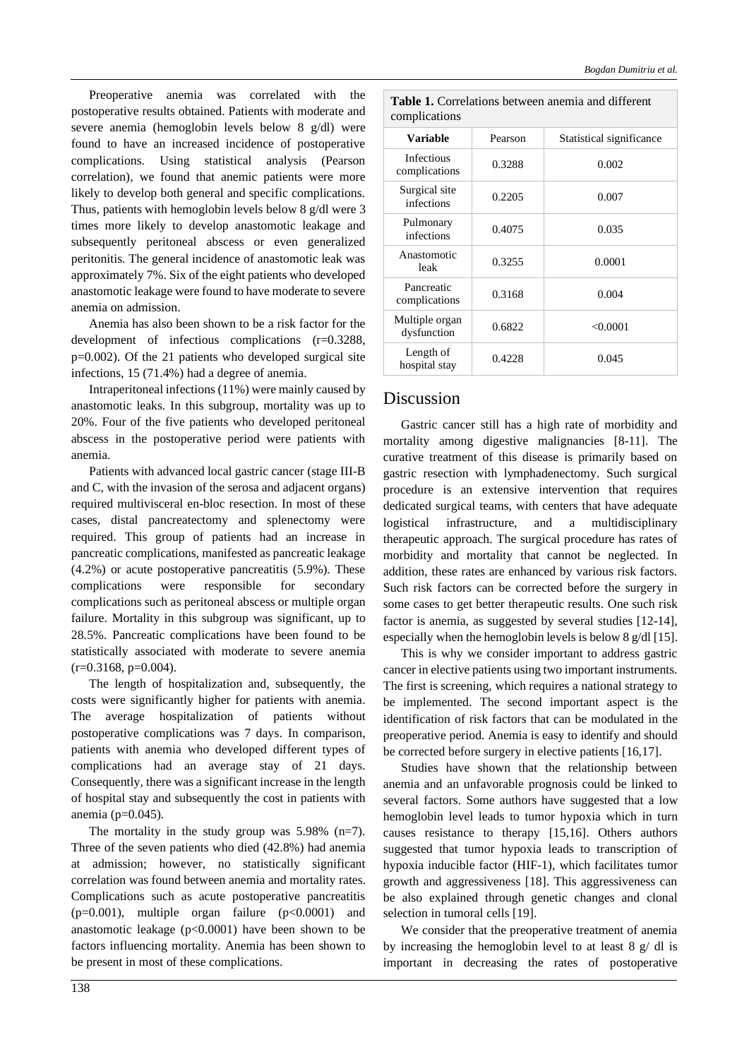Preoperative anemia was correlated with the postoperative results obtained. Patients with moderate and severe anemia (hemoglobin levels below 8 g/dl) were found to have an increased incidence of postoperative complications. Using statistical analysis (Pearson correlation), we found that anemic patients were more likely to develop both general and specific complications. Thus, patients with hemoglobin levels below 8 g/dl were 3 times more likely to develop anastomotic leakage and subsequently peritoneal abscess or even generalized peritonitis. The general incidence of anastomotic leak was approximately 7%. Six of the eight patients who developed anastomotic leakage were found to have moderate to severe anemia on admission.

Anemia has also been shown to be a risk factor for the development of infectious complications (r=0.3288, p=0.002). Of the 21 patients who developed surgical site infections, 15 (71.4%) had a degree of anemia.

Intraperitoneal infections (11%) were mainly caused by anastomotic leaks. In this subgroup, mortality was up to 20%. Four of the five patients who developed peritoneal abscess in the postoperative period were patients with anemia.

Patients with advanced local gastric cancer (stage III-B and C, with the invasion of the serosa and adjacent organs) required multivisceral en-bloc resection. In most of these cases, distal pancreatectomy and splenectomy were required. This group of patients had an increase in pancreatic complications, manifested as pancreatic leakage (4.2%) or acute postoperative pancreatitis (5.9%). These complications were responsible for secondary complications such as peritoneal abscess or multiple organ failure. Mortality in this subgroup was significant, up to 28.5%. Pancreatic complications have been found to be statistically associated with moderate to severe anemia (r=0.3168, p=0.004).

The length of hospitalization and, subsequently, the costs were significantly higher for patients with anemia. The average hospitalization of patients without postoperative complications was 7 days. In comparison, patients with anemia who developed different types of complications had an average stay of 21 days. Consequently, there was a significant increase in the length of hospital stay and subsequently the cost in patients with anemia (p=0.045).

The mortality in the study group was 5.98% (n=7). Three of the seven patients who died (42.8%) had anemia at admission; however, no statistically significant correlation was found between anemia and mortality rates. Complications such as acute postoperative pancreatitis (p=0.001), multiple organ failure (p<0.0001) and anastomotic leakage (p<0.0001) have been shown to be factors influencing mortality. Anemia has been shown to be present in most of these complications.

**Table 1.** Correlations between anemia and different complications

| Variable | Pearson | Statistical significance |
|---|---|---|
| Infectious complications | 0.3288 | 0.002 |
| Surgical site infections | 0.2205 | 0.007 |
| Pulmonary infections | 0.4075 | 0.035 |
| Anastomotic leak | 0.3255 | 0.0001 |
| Pancreatic complications | 0.3168 | 0.004 |
| Multiple organ dysfunction | 0.6822 | <0.0001 |
| Length of hospital stay | 0.4228 | 0.045 |

## Discussion

Gastric cancer still has a high rate of morbidity and mortality among digestive malignancies [8-11]. The curative treatment of this disease is primarily based on gastric resection with lymphadenectomy. Such surgical procedure is an extensive intervention that requires dedicated surgical teams, with centers that have adequate logistical infrastructure, and a multidisciplinary therapeutic approach. The surgical procedure has rates of morbidity and mortality that cannot be neglected. In addition, these rates are enhanced by various risk factors. Such risk factors can be corrected before the surgery in some cases to get better therapeutic results. One such risk factor is anemia, as suggested by several studies [12-14], especially when the hemoglobin levels is below 8 g/dl [15].

This is why we consider important to address gastric cancer in elective patients using two important instruments. The first is screening, which requires a national strategy to be implemented. The second important aspect is the identification of risk factors that can be modulated in the preoperative period. Anemia is easy to identify and should be corrected before surgery in elective patients [16,17].

Studies have shown that the relationship between anemia and an unfavorable prognosis could be linked to several factors. Some authors have suggested that a low hemoglobin level leads to tumor hypoxia which in turn causes resistance to therapy [15,16]. Others authors suggested that tumor hypoxia leads to transcription of hypoxia inducible factor (HIF-1), which facilitates tumor growth and aggressiveness [18]. This aggressiveness can be also explained through genetic changes and clonal selection in tumoral cells [19].

We consider that the preoperative treatment of anemia by increasing the hemoglobin level to at least 8 g/ dl is important in decreasing the rates of postoperative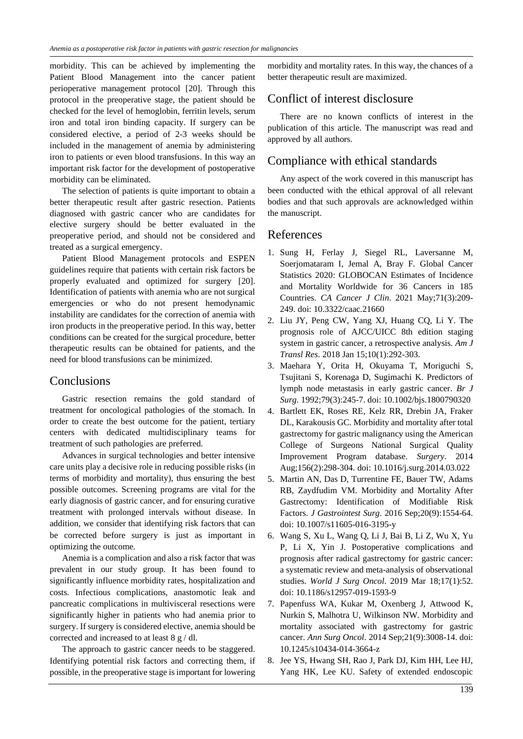morbidity. This can be achieved by implementing the Patient Blood Management into the cancer patient perioperative management protocol [20]. Through this protocol in the preoperative stage, the patient should be checked for the level of hemoglobin, ferritin levels, serum iron and total iron binding capacity. If surgery can be considered elective, a period of 2-3 weeks should be included in the management of anemia by administering iron to patients or even blood transfusions. In this way an important risk factor for the development of postoperative morbidity can be eliminated.

The selection of patients is quite important to obtain a better therapeutic result after gastric resection. Patients diagnosed with gastric cancer who are candidates for elective surgery should be better evaluated in the preoperative period, and should not be considered and treated as a surgical emergency.

Patient Blood Management protocols and ESPEN guidelines require that patients with certain risk factors be properly evaluated and optimized for surgery [20]. Identification of patients with anemia who are not surgical emergencies or who do not present hemodynamic instability are candidates for the correction of anemia with iron products in the preoperative period. In this way, better conditions can be created for the surgical procedure, better therapeutic results can be obtained for patients, and the need for blood transfusions can be minimized.

## Conclusions

Gastric resection remains the gold standard of treatment for oncological pathologies of the stomach. In order to create the best outcome for the patient, tertiary centers with dedicated multidisciplinary teams for treatment of such pathologies are preferred.

Advances in surgical technologies and better intensive care units play a decisive role in reducing possible risks (in terms of morbidity and mortality), thus ensuring the best possible outcomes. Screening programs are vital for the early diagnosis of gastric cancer, and for ensuring curative treatment with prolonged intervals without disease. In addition, we consider that identifying risk factors that can be corrected before surgery is just as important in optimizing the outcome.

Anemia is a complication and also a risk factor that was prevalent in our study group. It has been found to significantly influence morbidity rates, hospitalization and costs. Infectious complications, anastomotic leak and pancreatic complications in multivisceral resections were significantly higher in patients who had anemia prior to surgery. If surgery is considered elective, anemia should be corrected and increased to at least 8 g / dl.

The approach to gastric cancer needs to be staggered. Identifying potential risk factors and correcting them, if possible, in the preoperative stage is important for lowering morbidity and mortality rates. In this way, the chances of a better therapeutic result are maximized.

## Conflict of interest disclosure

There are no known conflicts of interest in the publication of this article. The manuscript was read and approved by all authors.

## Compliance with ethical standards

Any aspect of the work covered in this manuscript has been conducted with the ethical approval of all relevant bodies and that such approvals are acknowledged within the manuscript.

## References

1. Sung H, Ferlay J, Siegel RL, Laversanne M, Soerjomataram I, Jemal A, Bray F. Global Cancer Statistics 2020: GLOBOCAN Estimates of Incidence and Mortality Worldwide for 36 Cancers in 185 Countries. *CA Cancer J Clin*. 2021 May;71(3):209-249. doi: 10.3322/caac.21660
2. Liu JY, Peng CW, Yang XJ, Huang CQ, Li Y. The prognosis role of AJCC/UICC 8th edition staging system in gastric cancer, a retrospective analysis. *Am J Transl Res*. 2018 Jan 15;10(1):292-303.
3. Maehara Y, Orita H, Okuyama T, Moriguchi S, Tsujitani S, Korenaga D, Sugimachi K. Predictors of lymph node metastasis in early gastric cancer. *Br J Surg*. 1992;79(3):245-7. doi: 10.1002/bjs.1800790320
4. Bartlett EK, Roses RE, Kelz RR, Drebin JA, Fraker DL, Karakousis GC. Morbidity and mortality after total gastrectomy for gastric malignancy using the American College of Surgeons National Surgical Quality Improvement Program database. *Surgery*. 2014 Aug;156(2):298-304. doi: 10.1016/j.surg.2014.03.022
5. Martin AN, Das D, Turrentine FE, Bauer TW, Adams RB, Zaydfudim VM. Morbidity and Mortality After Gastrectomy: Identification of Modifiable Risk Factors. *J Gastrointest Surg*. 2016 Sep;20(9):1554-64. doi: 10.1007/s11605-016-3195-y
6. Wang S, Xu L, Wang Q, Li J, Bai B, Li Z, Wu X, Yu P, Li X, Yin J. Postoperative complications and prognosis after radical gastrectomy for gastric cancer: a systematic review and meta-analysis of observational studies. *World J Surg Oncol*. 2019 Mar 18;17(1):52. doi: 10.1186/s12957-019-1593-9
7. Papenfuss WA, Kukar M, Oxenberg J, Attwood K, Nurkin S, Malhotra U, Wilkinson NW. Morbidity and mortality associated with gastrectomy for gastric cancer. *Ann Surg Oncol*. 2014 Sep;21(9):3008-14. doi: 10.1245/s10434-014-3664-z
8. Jee YS, Hwang SH, Rao J, Park DJ, Kim HH, Lee HJ, Yang HK, Lee KU. Safety of extended endoscopic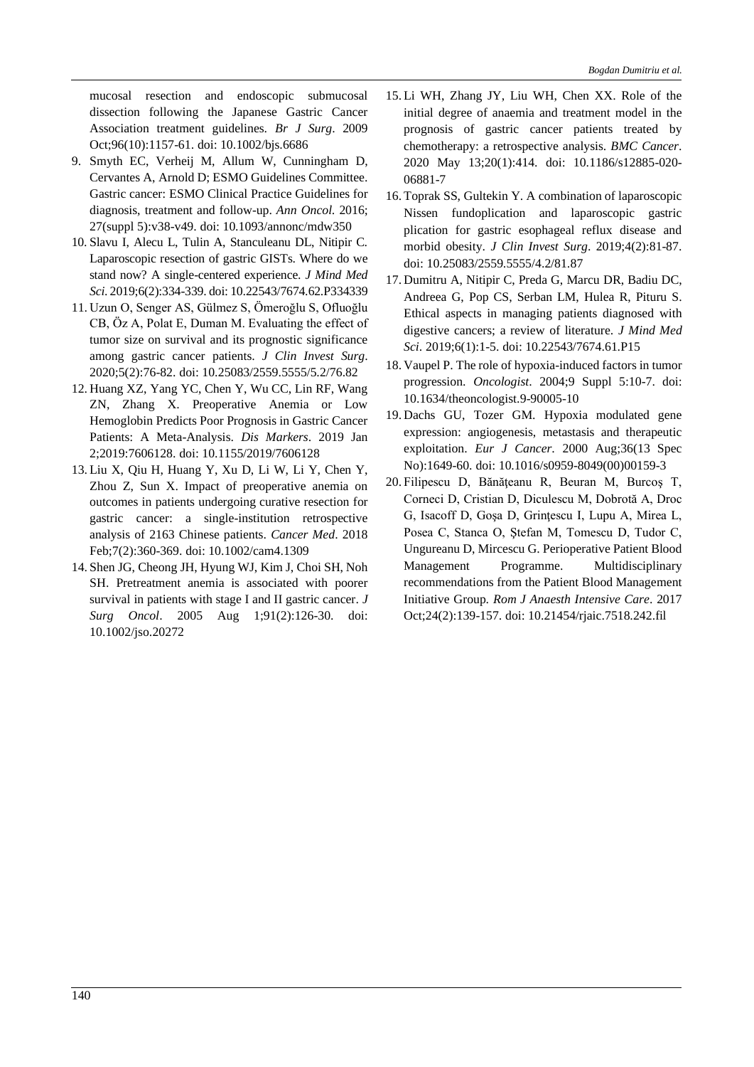mucosal resection and endoscopic submucosal dissection following the Japanese Gastric Cancer Association treatment guidelines. *Br J Surg*. 2009 Oct;96(10):1157-61. doi: 10.1002/bjs.6686

9. Smyth EC, Verheij M, Allum W, Cunningham D, Cervantes A, Arnold D; ESMO Guidelines Committee. Gastric cancer: ESMO Clinical Practice Guidelines for diagnosis, treatment and follow-up. *Ann Oncol.* 2016; 27(suppl 5):v38-v49. doi: 10.1093/annonc/mdw350
10. Slavu I, Alecu L, Tulin A, Stanculeanu DL, Nitipir C. Laparoscopic resection of gastric GISTs. Where do we stand now? A single-centered experience. *J Mind Med Sci.* 2019;6(2):334-339. doi: 10.22543/7674.62.P334339
11. Uzun O, Senger AS, Gülmez S, Ömeroğlu S, Ofluoğlu CB, Öz A, Polat E, Duman M. Evaluating the effect of tumor size on survival and its prognostic significance among gastric cancer patients. *J Clin Invest Surg*. 2020;5(2):76-82. doi: 10.25083/2559.5555/5.2/76.82
12. Huang XZ, Yang YC, Chen Y, Wu CC, Lin RF, Wang ZN, Zhang X. Preoperative Anemia or Low Hemoglobin Predicts Poor Prognosis in Gastric Cancer Patients: A Meta-Analysis. *Dis Markers*. 2019 Jan 2;2019:7606128. doi: 10.1155/2019/7606128
13. Liu X, Qiu H, Huang Y, Xu D, Li W, Li Y, Chen Y, Zhou Z, Sun X. Impact of preoperative anemia on outcomes in patients undergoing curative resection for gastric cancer: a single-institution retrospective analysis of 2163 Chinese patients. *Cancer Med*. 2018 Feb;7(2):360-369. doi: 10.1002/cam4.1309
14. Shen JG, Cheong JH, Hyung WJ, Kim J, Choi SH, Noh SH. Pretreatment anemia is associated with poorer survival in patients with stage I and II gastric cancer. *J Surg Oncol*. 2005 Aug 1;91(2):126-30. doi: 10.1002/jso.20272
15. Li WH, Zhang JY, Liu WH, Chen XX. Role of the initial degree of anaemia and treatment model in the prognosis of gastric cancer patients treated by chemotherapy: a retrospective analysis. *BMC Cancer*. 2020 May 13;20(1):414. doi: 10.1186/s12885-020-06881-7
16. Toprak SS, Gultekin Y. A combination of laparoscopic Nissen fundoplication and laparoscopic gastric plication for gastric esophageal reflux disease and morbid obesity. *J Clin Invest Surg*. 2019;4(2):81-87. doi: 10.25083/2559.5555/4.2/81.87
17. Dumitru A, Nitipir C, Preda G, Marcu DR, Badiu DC, Andreea G, Pop CS, Serban LM, Hulea R, Pituru S. Ethical aspects in managing patients diagnosed with digestive cancers; a review of literature. *J Mind Med Sci*. 2019;6(1):1-5. doi: 10.22543/7674.61.P15
18. Vaupel P. The role of hypoxia-induced factors in tumor progression. *Oncologist*. 2004;9 Suppl 5:10-7. doi: 10.1634/theoncologist.9-90005-10
19. Dachs GU, Tozer GM. Hypoxia modulated gene expression: angiogenesis, metastasis and therapeutic exploitation. *Eur J Cancer*. 2000 Aug;36(13 Spec No):1649-60. doi: 10.1016/s0959-8049(00)00159-3
20. Filipescu D, Bănăţeanu R, Beuran M, Burcoş T, Corneci D, Cristian D, Diculescu M, Dobrotă A, Droc G, Isacoff D, Goşa D, Grinţescu I, Lupu A, Mirea L, Posea C, Stanca O, Ştefan M, Tomescu D, Tudor C, Ungureanu D, Mircescu G. Perioperative Patient Blood Management Programme. Multidisciplinary recommendations from the Patient Blood Management Initiative Group. *Rom J Anaesth Intensive Care*. 2017 Oct;24(2):139-157. doi: 10.21454/rjaic.7518.242.fil